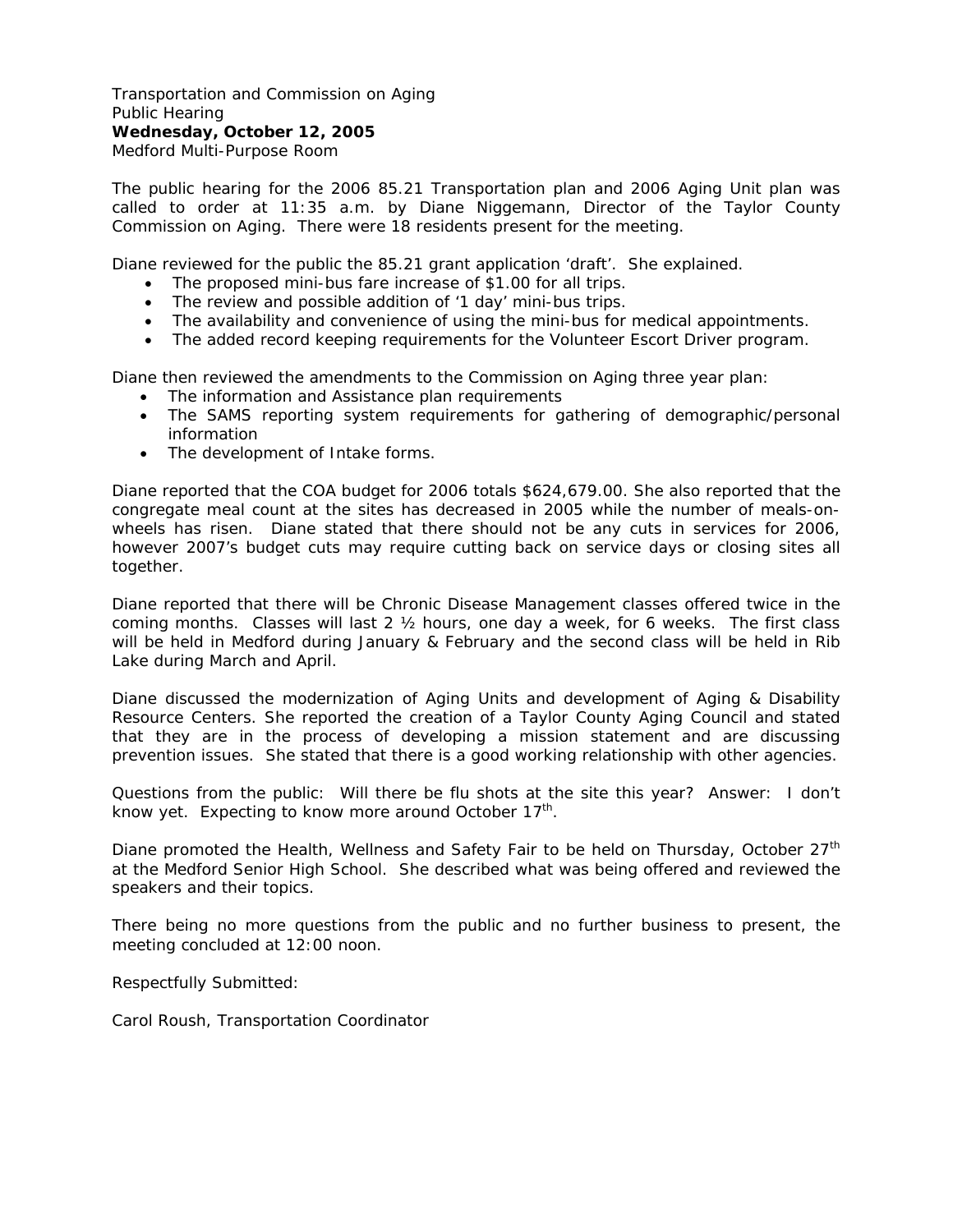Transportation and Commission on Aging
Public Hearing
**Wednesday, October 12, 2005**
Medford Multi-Purpose Room

The public hearing for the 2006 85.21 Transportation plan and 2006 Aging Unit plan was called to order at 11:35 a.m. by Diane Niggemann, Director of the Taylor County Commission on Aging. There were 18 residents present for the meeting.

Diane reviewed for the public the 85.21 grant application 'draft'. She explained.

- The proposed mini-bus fare increase of $1.00 for all trips.
- The review and possible addition of '1 day' mini-bus trips.
- The availability and convenience of using the mini-bus for medical appointments.
- The added record keeping requirements for the Volunteer Escort Driver program.

Diane then reviewed the amendments to the Commission on Aging three year plan:

- The information and Assistance plan requirements
- The SAMS reporting system requirements for gathering of demographic/personal information
- The development of Intake forms.

Diane reported that the COA budget for 2006 totals $624,679.00. She also reported that the congregate meal count at the sites has decreased in 2005 while the number of meals-on-wheels has risen. Diane stated that there should not be any cuts in services for 2006, however 2007's budget cuts may require cutting back on service days or closing sites all together.

Diane reported that there will be Chronic Disease Management classes offered twice in the coming months. Classes will last 2 ½ hours, one day a week, for 6 weeks. The first class will be held in Medford during January & February and the second class will be held in Rib Lake during March and April.

Diane discussed the modernization of Aging Units and development of Aging & Disability Resource Centers. She reported the creation of a Taylor County Aging Council and stated that they are in the process of developing a mission statement and are discussing prevention issues. She stated that there is a good working relationship with other agencies.

Questions from the public: Will there be flu shots at the site this year? Answer: I don't know yet. Expecting to know more around October 17th.

Diane promoted the Health, Wellness and Safety Fair to be held on Thursday, October 27th at the Medford Senior High School. She described what was being offered and reviewed the speakers and their topics.

There being no more questions from the public and no further business to present, the meeting concluded at 12:00 noon.

Respectfully Submitted:

Carol Roush, Transportation Coordinator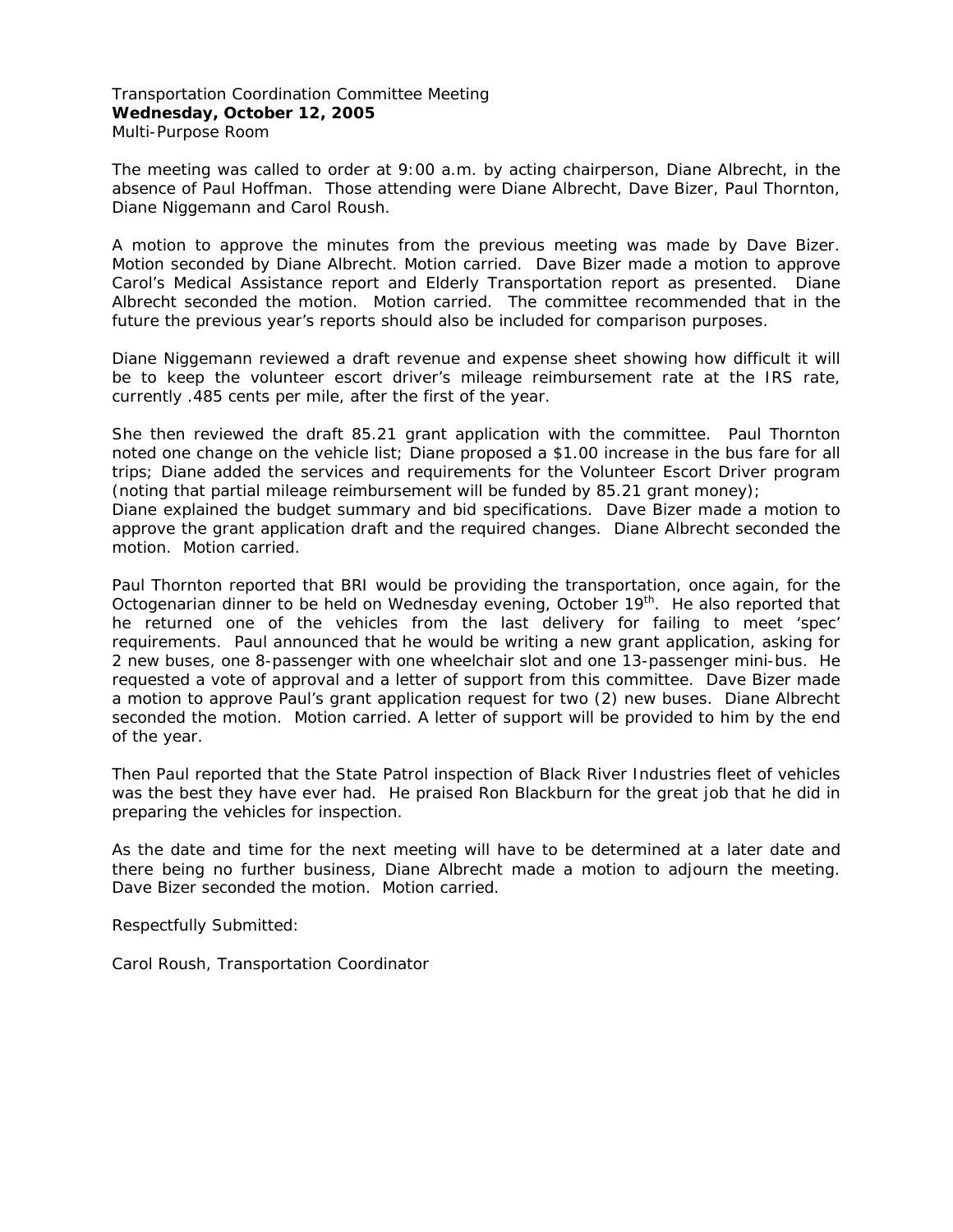Transportation Coordination Committee Meeting
**Wednesday, October 12, 2005**
Multi-Purpose Room

The meeting was called to order at 9:00 a.m. by acting chairperson, Diane Albrecht, in the absence of Paul Hoffman. Those attending were Diane Albrecht, Dave Bizer, Paul Thornton, Diane Niggemann and Carol Roush.

A motion to approve the minutes from the previous meeting was made by Dave Bizer. Motion seconded by Diane Albrecht. Motion carried. Dave Bizer made a motion to approve Carol's Medical Assistance report and Elderly Transportation report as presented. Diane Albrecht seconded the motion. Motion carried. The committee recommended that in the future the previous year's reports should also be included for comparison purposes.

Diane Niggemann reviewed a draft revenue and expense sheet showing how difficult it will be to keep the volunteer escort driver's mileage reimbursement rate at the IRS rate, currently .485 cents per mile, after the first of the year.

She then reviewed the draft 85.21 grant application with the committee. Paul Thornton noted one change on the vehicle list; Diane proposed a $1.00 increase in the bus fare for all trips; Diane added the services and requirements for the Volunteer Escort Driver program (noting that partial mileage reimbursement will be funded by 85.21 grant money);
Diane explained the budget summary and bid specifications. Dave Bizer made a motion to approve the grant application draft and the required changes. Diane Albrecht seconded the motion. Motion carried.

Paul Thornton reported that BRI would be providing the transportation, once again, for the Octogenarian dinner to be held on Wednesday evening, October 19th. He also reported that he returned one of the vehicles from the last delivery for failing to meet 'spec' requirements. Paul announced that he would be writing a new grant application, asking for 2 new buses, one 8-passenger with one wheelchair slot and one 13-passenger mini-bus. He requested a vote of approval and a letter of support from this committee. Dave Bizer made a motion to approve Paul's grant application request for two (2) new buses. Diane Albrecht seconded the motion. Motion carried. A letter of support will be provided to him by the end of the year.

Then Paul reported that the State Patrol inspection of Black River Industries fleet of vehicles was the best they have ever had. He praised Ron Blackburn for the great job that he did in preparing the vehicles for inspection.

As the date and time for the next meeting will have to be determined at a later date and there being no further business, Diane Albrecht made a motion to adjourn the meeting. Dave Bizer seconded the motion. Motion carried.

Respectfully Submitted:

Carol Roush, Transportation Coordinator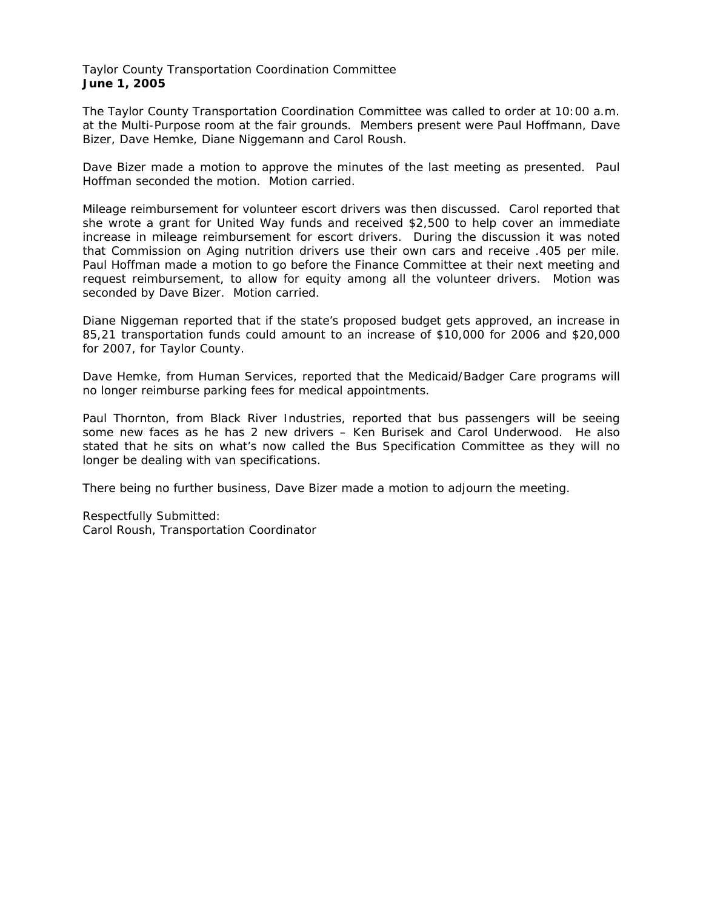Taylor County Transportation Coordination Committee
**June 1, 2005**

The Taylor County Transportation Coordination Committee was called to order at 10:00 a.m. at the Multi-Purpose room at the fair grounds. Members present were Paul Hoffmann, Dave Bizer, Dave Hemke, Diane Niggemann and Carol Roush.

Dave Bizer made a motion to approve the minutes of the last meeting as presented. Paul Hoffman seconded the motion. Motion carried.

Mileage reimbursement for volunteer escort drivers was then discussed. Carol reported that she wrote a grant for United Way funds and received $2,500 to help cover an immediate increase in mileage reimbursement for escort drivers. During the discussion it was noted that Commission on Aging nutrition drivers use their own cars and receive .405 per mile. Paul Hoffman made a motion to go before the Finance Committee at their next meeting and request reimbursement, to allow for equity among all the volunteer drivers. Motion was seconded by Dave Bizer. Motion carried.

Diane Niggeman reported that if the state's proposed budget gets approved, an increase in 85,21 transportation funds could amount to an increase of $10,000 for 2006 and $20,000 for 2007, for Taylor County.

Dave Hemke, from Human Services, reported that the Medicaid/Badger Care programs will no longer reimburse parking fees for medical appointments.

Paul Thornton, from Black River Industries, reported that bus passengers will be seeing some new faces as he has 2 new drivers – Ken Burisek and Carol Underwood. He also stated that he sits on what's now called the Bus Specification Committee as they will no longer be dealing with van specifications.

There being no further business, Dave Bizer made a motion to adjourn the meeting.

Respectfully Submitted:
Carol Roush, Transportation Coordinator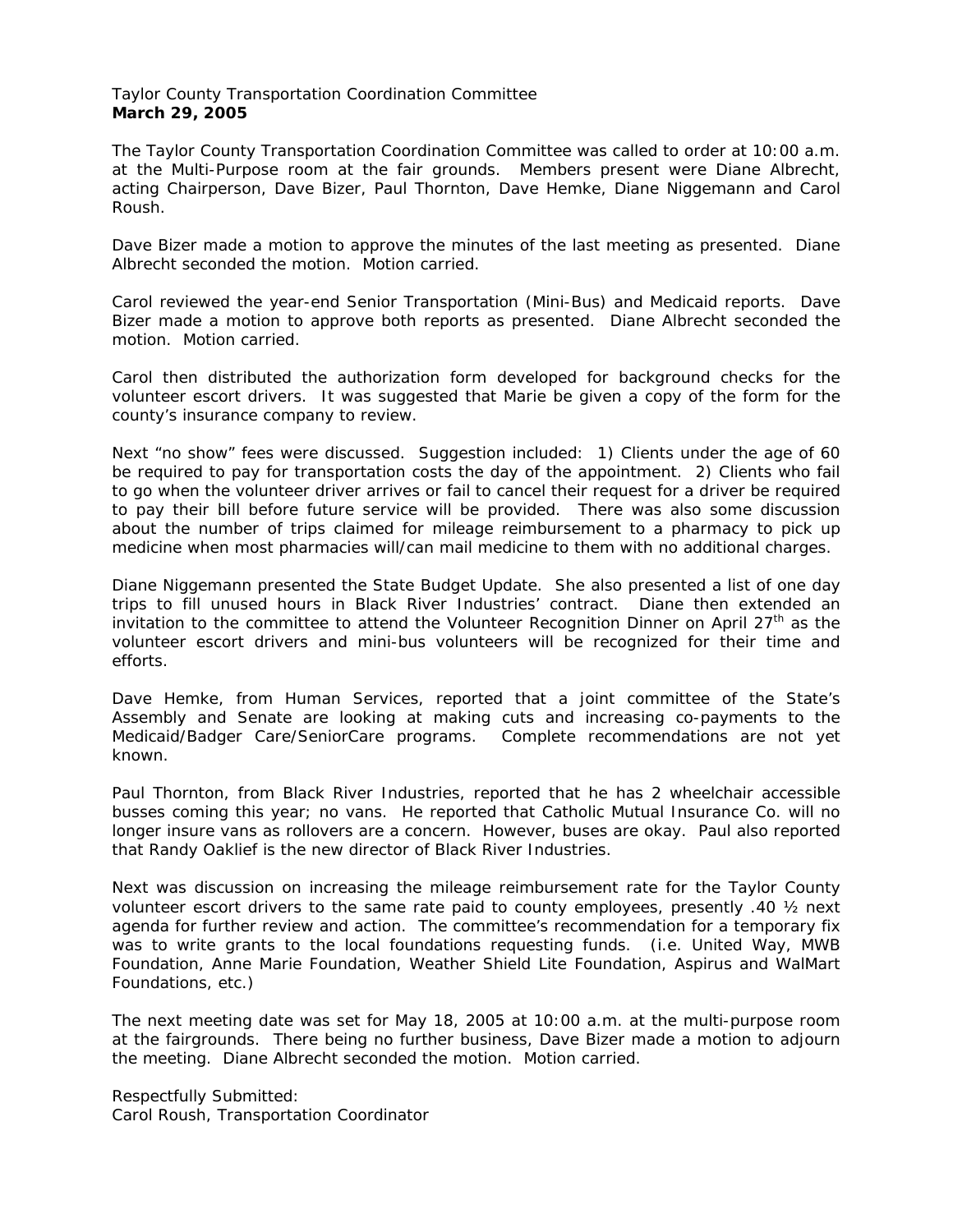Taylor County Transportation Coordination Committee

**March 29, 2005**

The Taylor County Transportation Coordination Committee was called to order at 10:00 a.m. at the Multi-Purpose room at the fair grounds. Members present were Diane Albrecht, acting Chairperson, Dave Bizer, Paul Thornton, Dave Hemke, Diane Niggemann and Carol Roush.

Dave Bizer made a motion to approve the minutes of the last meeting as presented. Diane Albrecht seconded the motion. Motion carried.

Carol reviewed the year-end Senior Transportation (Mini-Bus) and Medicaid reports. Dave Bizer made a motion to approve both reports as presented. Diane Albrecht seconded the motion. Motion carried.

Carol then distributed the authorization form developed for background checks for the volunteer escort drivers. It was suggested that Marie be given a copy of the form for the county's insurance company to review.

Next "no show" fees were discussed. Suggestion included: 1) Clients under the age of 60 be required to pay for transportation costs the day of the appointment. 2) Clients who fail to go when the volunteer driver arrives or fail to cancel their request for a driver be required to pay their bill before future service will be provided. There was also some discussion about the number of trips claimed for mileage reimbursement to a pharmacy to pick up medicine when most pharmacies will/can mail medicine to them with no additional charges.

Diane Niggemann presented the State Budget Update. She also presented a list of one day trips to fill unused hours in Black River Industries' contract. Diane then extended an invitation to the committee to attend the Volunteer Recognition Dinner on April 27th as the volunteer escort drivers and mini-bus volunteers will be recognized for their time and efforts.

Dave Hemke, from Human Services, reported that a joint committee of the State's Assembly and Senate are looking at making cuts and increasing co-payments to the Medicaid/Badger Care/SeniorCare programs. Complete recommendations are not yet known.

Paul Thornton, from Black River Industries, reported that he has 2 wheelchair accessible busses coming this year; no vans. He reported that Catholic Mutual Insurance Co. will no longer insure vans as rollovers are a concern. However, buses are okay. Paul also reported that Randy Oaklief is the new director of Black River Industries.

Next was discussion on increasing the mileage reimbursement rate for the Taylor County volunteer escort drivers to the same rate paid to county employees, presently .40 ½ next agenda for further review and action. The committee's recommendation for a temporary fix was to write grants to the local foundations requesting funds. (i.e. United Way, MWB Foundation, Anne Marie Foundation, Weather Shield Lite Foundation, Aspirus and WalMart Foundations, etc.)

The next meeting date was set for May 18, 2005 at 10:00 a.m. at the multi-purpose room at the fairgrounds. There being no further business, Dave Bizer made a motion to adjourn the meeting. Diane Albrecht seconded the motion. Motion carried.

Respectfully Submitted:
Carol Roush, Transportation Coordinator